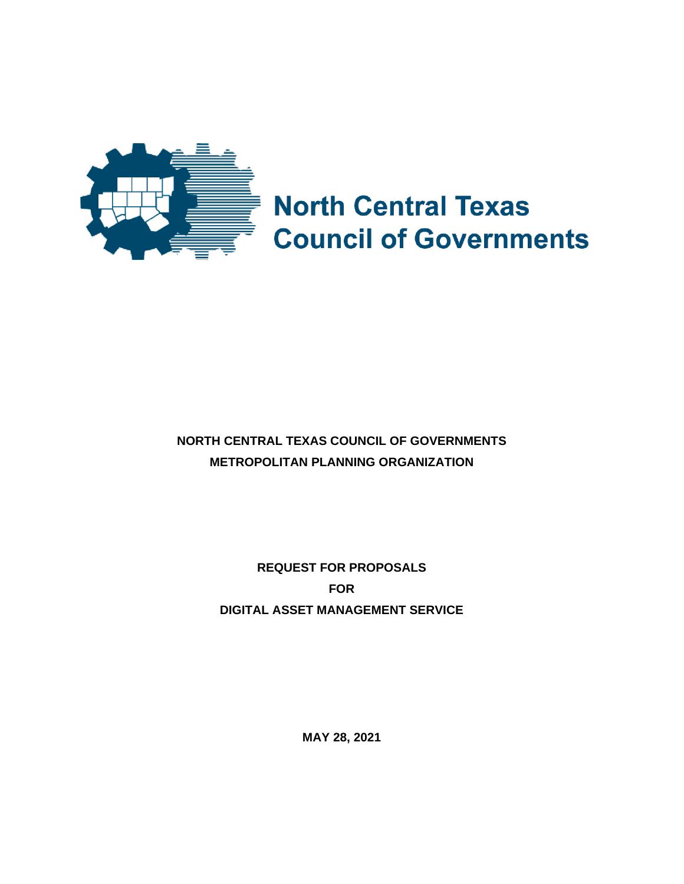North Central Texas Council of Governments

**NORTH CENTRAL TEXAS COUNCIL OF GOVERNMENTS**

**METROPOLITAN PLANNING ORGANIZATION**

**REQUEST FOR PROPOSALS**

**FOR**

**DIGITAL ASSET MANAGEMENT SERVICE**

**MAY 28, 2021**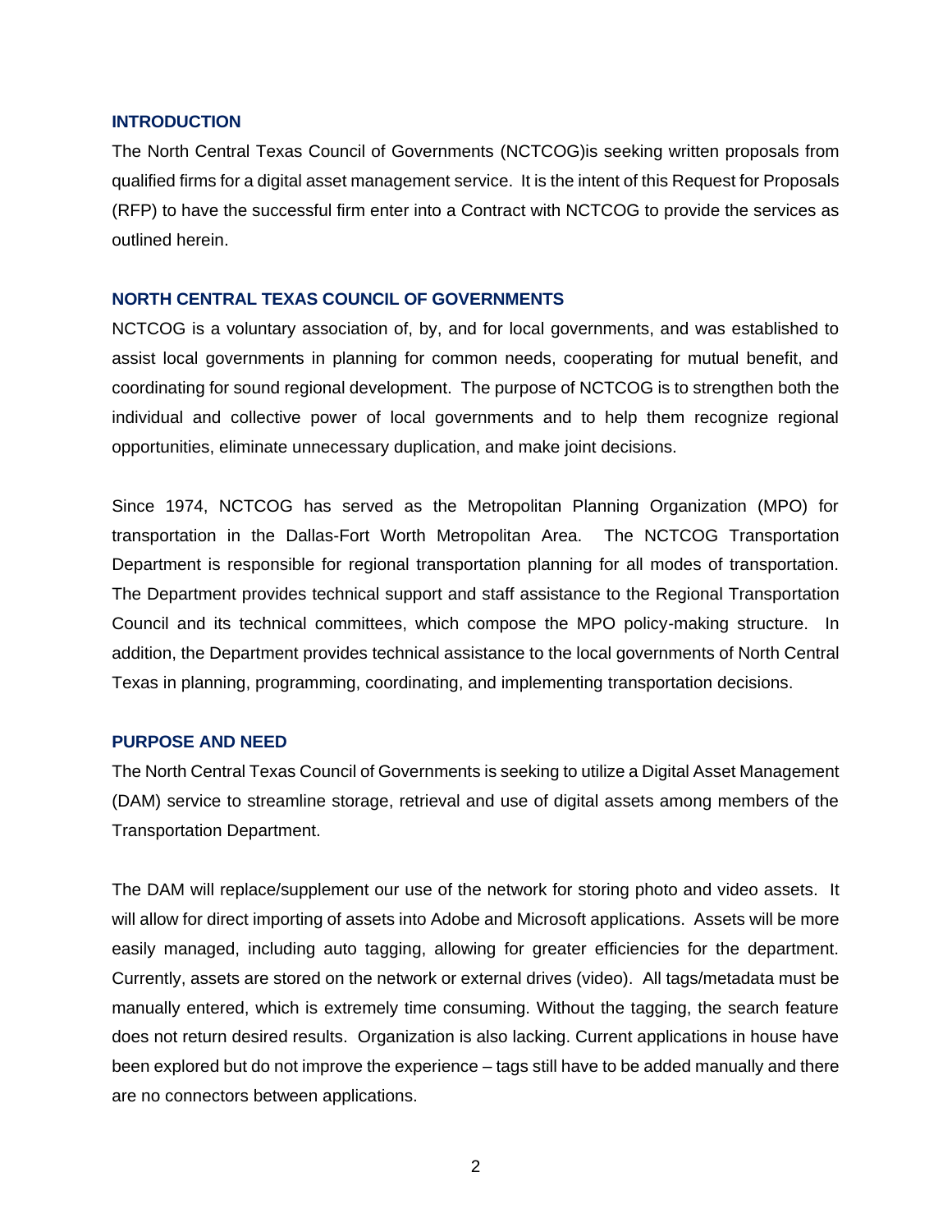## INTRODUCTION

The North Central Texas Council of Governments (NCTCOG)is seeking written proposals from qualified firms for a digital asset management service. It is the intent of this Request for Proposals (RFP) to have the successful firm enter into a Contract with NCTCOG to provide the services as outlined herein.

## NORTH CENTRAL TEXAS COUNCIL OF GOVERNMENTS

NCTCOG is a voluntary association of, by, and for local governments, and was established to assist local governments in planning for common needs, cooperating for mutual benefit, and coordinating for sound regional development. The purpose of NCTCOG is to strengthen both the individual and collective power of local governments and to help them recognize regional opportunities, eliminate unnecessary duplication, and make joint decisions.

Since 1974, NCTCOG has served as the Metropolitan Planning Organization (MPO) for transportation in the Dallas-Fort Worth Metropolitan Area. The NCTCOG Transportation Department is responsible for regional transportation planning for all modes of transportation. The Department provides technical support and staff assistance to the Regional Transportation Council and its technical committees, which compose the MPO policy-making structure. In addition, the Department provides technical assistance to the local governments of North Central Texas in planning, programming, coordinating, and implementing transportation decisions.

## PURPOSE AND NEED

The North Central Texas Council of Governments is seeking to utilize a Digital Asset Management (DAM) service to streamline storage, retrieval and use of digital assets among members of the Transportation Department.

The DAM will replace/supplement our use of the network for storing photo and video assets. It will allow for direct importing of assets into Adobe and Microsoft applications. Assets will be more easily managed, including auto tagging, allowing for greater efficiencies for the department. Currently, assets are stored on the network or external drives (video). All tags/metadata must be manually entered, which is extremely time consuming. Without the tagging, the search feature does not return desired results. Organization is also lacking. Current applications in house have been explored but do not improve the experience – tags still have to be added manually and there are no connectors between applications.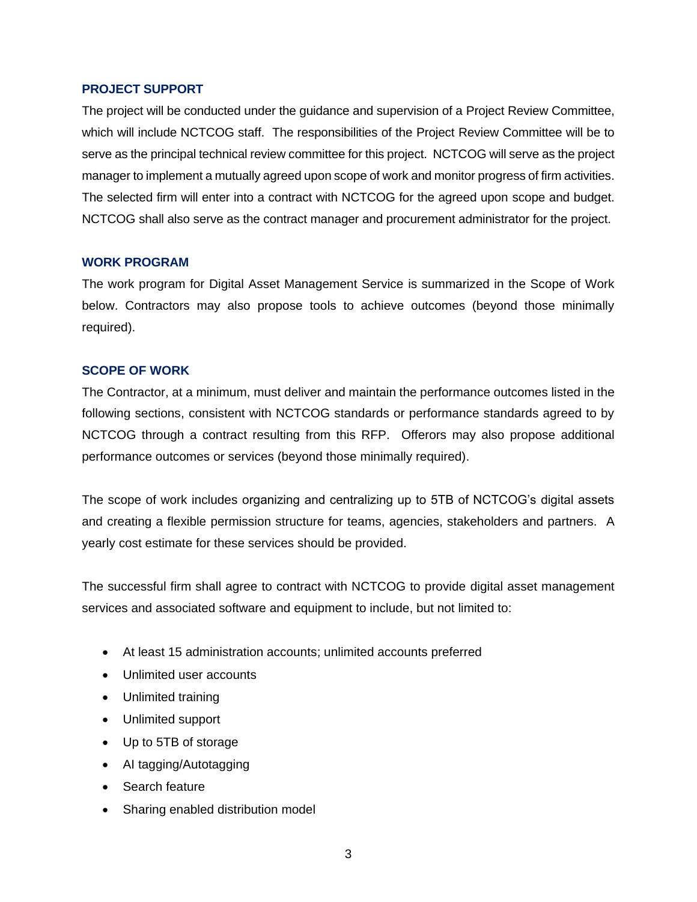## PROJECT SUPPORT

The project will be conducted under the guidance and supervision of a Project Review Committee, which will include NCTCOG staff. The responsibilities of the Project Review Committee will be to serve as the principal technical review committee for this project. NCTCOG will serve as the project manager to implement a mutually agreed upon scope of work and monitor progress of firm activities. The selected firm will enter into a contract with NCTCOG for the agreed upon scope and budget. NCTCOG shall also serve as the contract manager and procurement administrator for the project.

## WORK PROGRAM

The work program for Digital Asset Management Service is summarized in the Scope of Work below. Contractors may also propose tools to achieve outcomes (beyond those minimally required).

## SCOPE OF WORK

The Contractor, at a minimum, must deliver and maintain the performance outcomes listed in the following sections, consistent with NCTCOG standards or performance standards agreed to by NCTCOG through a contract resulting from this RFP. Offerors may also propose additional performance outcomes or services (beyond those minimally required).

The scope of work includes organizing and centralizing up to 5TB of NCTCOG's digital assets and creating a flexible permission structure for teams, agencies, stakeholders and partners. A yearly cost estimate for these services should be provided.

The successful firm shall agree to contract with NCTCOG to provide digital asset management services and associated software and equipment to include, but not limited to:

- At least 15 administration accounts; unlimited accounts preferred
- Unlimited user accounts
- Unlimited training
- Unlimited support
- Up to 5TB of storage
- AI tagging/Autotagging
- Search feature
- Sharing enabled distribution model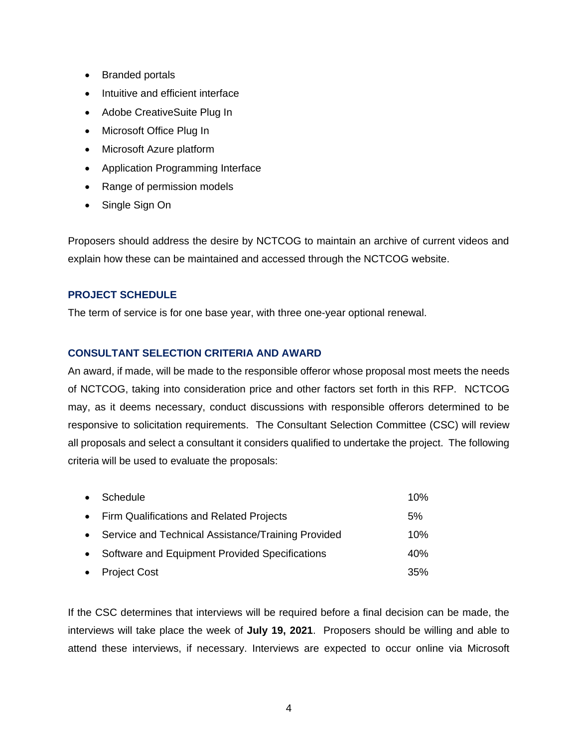- Branded portals
- Intuitive and efficient interface
- Adobe CreativeSuite Plug In
- Microsoft Office Plug In
- Microsoft Azure platform
- Application Programming Interface
- Range of permission models
- Single Sign On

Proposers should address the desire by NCTCOG to maintain an archive of current videos and explain how these can be maintained and accessed through the NCTCOG website.

### PROJECT SCHEDULE

The term of service is for one base year, with three one-year optional renewal.

### CONSULTANT SELECTION CRITERIA AND AWARD

An award, if made, will be made to the responsible offeror whose proposal most meets the needs of NCTCOG, taking into consideration price and other factors set forth in this RFP. NCTCOG may, as it deems necessary, conduct discussions with responsible offerors determined to be responsive to solicitation requirements. The Consultant Selection Committee (CSC) will review all proposals and select a consultant it considers qualified to undertake the project. The following criteria will be used to evaluate the proposals:

- Schedule 10%
- Firm Qualifications and Related Projects 5%
- Service and Technical Assistance/Training Provided 10%
- Software and Equipment Provided Specifications 40%
- Project Cost 35%

If the CSC determines that interviews will be required before a final decision can be made, the interviews will take place the week of **July 19, 2021**. Proposers should be willing and able to attend these interviews, if necessary. Interviews are expected to occur online via Microsoft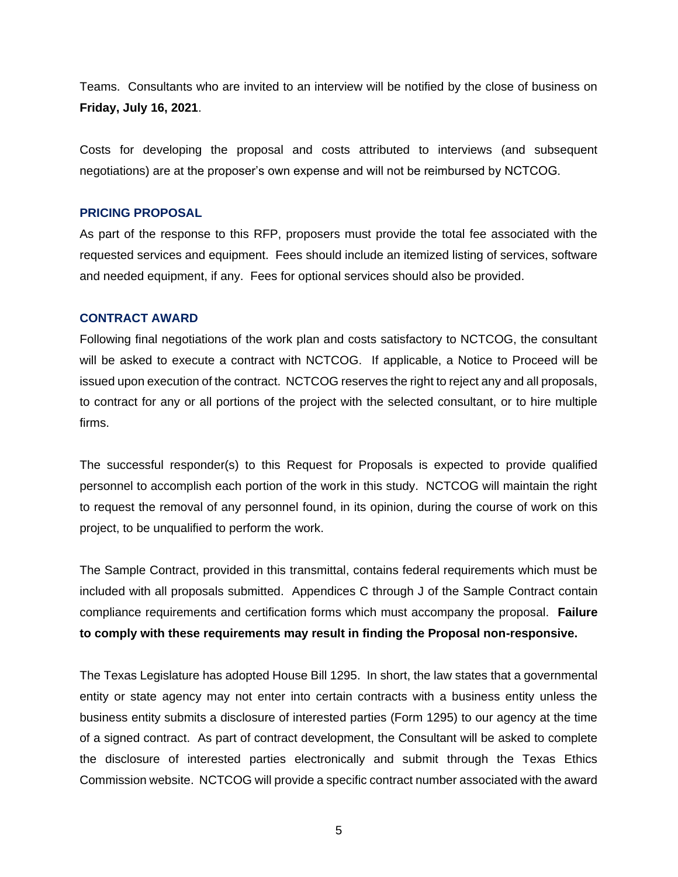Teams. Consultants who are invited to an interview will be notified by the close of business on **Friday, July 16, 2021**.

Costs for developing the proposal and costs attributed to interviews (and subsequent negotiations) are at the proposer's own expense and will not be reimbursed by NCTCOG.

### PRICING PROPOSAL

As part of the response to this RFP, proposers must provide the total fee associated with the requested services and equipment. Fees should include an itemized listing of services, software and needed equipment, if any. Fees for optional services should also be provided.

### CONTRACT AWARD

Following final negotiations of the work plan and costs satisfactory to NCTCOG, the consultant will be asked to execute a contract with NCTCOG. If applicable, a Notice to Proceed will be issued upon execution of the contract. NCTCOG reserves the right to reject any and all proposals, to contract for any or all portions of the project with the selected consultant, or to hire multiple firms.

The successful responder(s) to this Request for Proposals is expected to provide qualified personnel to accomplish each portion of the work in this study. NCTCOG will maintain the right to request the removal of any personnel found, in its opinion, during the course of work on this project, to be unqualified to perform the work.

The Sample Contract, provided in this transmittal, contains federal requirements which must be included with all proposals submitted. Appendices C through J of the Sample Contract contain compliance requirements and certification forms which must accompany the proposal. **Failure to comply with these requirements may result in finding the Proposal non-responsive.**

The Texas Legislature has adopted House Bill 1295. In short, the law states that a governmental entity or state agency may not enter into certain contracts with a business entity unless the business entity submits a disclosure of interested parties (Form 1295) to our agency at the time of a signed contract. As part of contract development, the Consultant will be asked to complete the disclosure of interested parties electronically and submit through the Texas Ethics Commission website. NCTCOG will provide a specific contract number associated with the award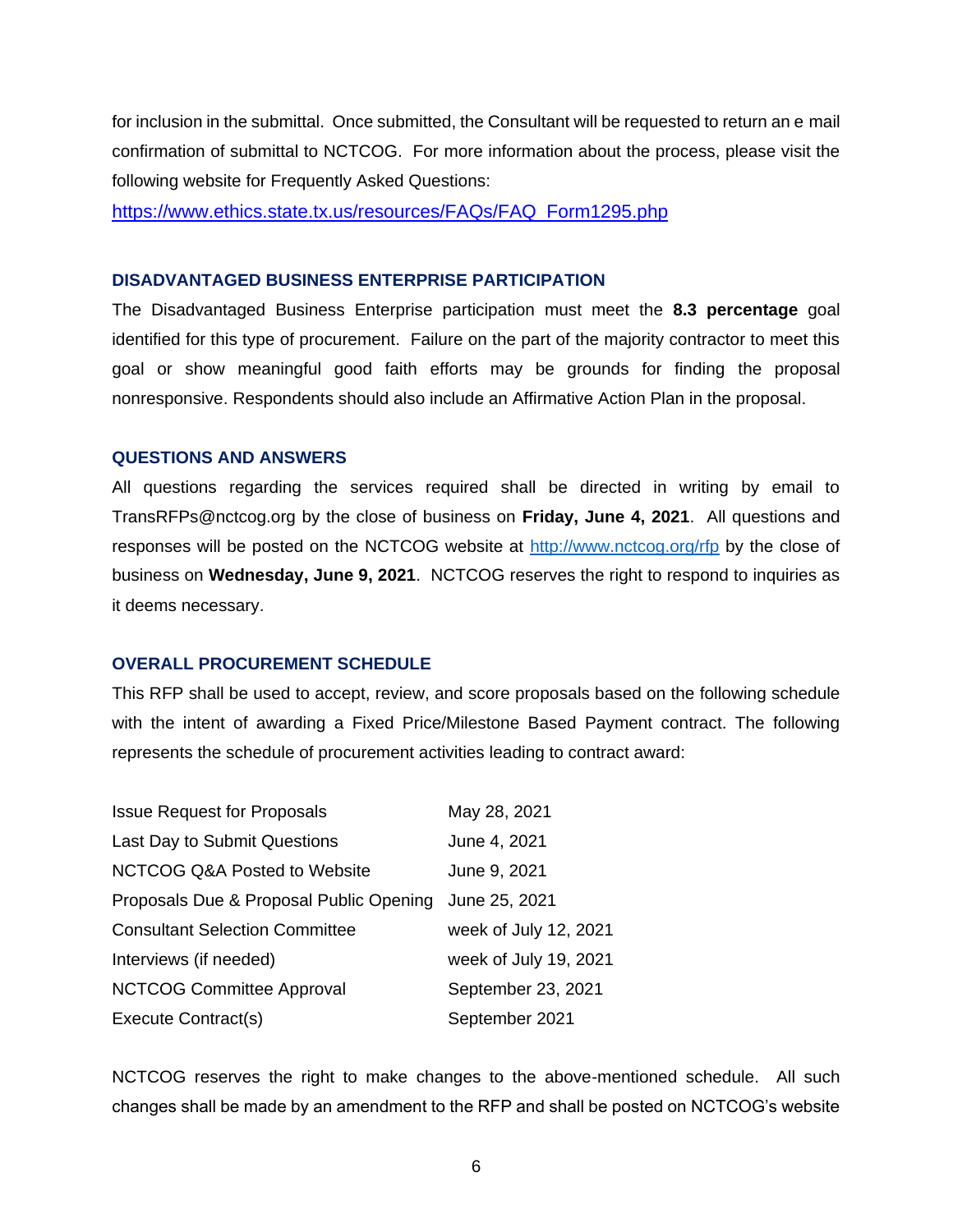for inclusion in the submittal. Once submitted, the Consultant will be requested to return an e mail confirmation of submittal to NCTCOG. For more information about the process, please visit the following website for Frequently Asked Questions:

https://www.ethics.state.tx.us/resources/FAQs/FAQ_Form1295.php

### DISADVANTAGED BUSINESS ENTERPRISE PARTICIPATION

The Disadvantaged Business Enterprise participation must meet the **8.3 percentage** goal identified for this type of procurement. Failure on the part of the majority contractor to meet this goal or show meaningful good faith efforts may be grounds for finding the proposal nonresponsive. Respondents should also include an Affirmative Action Plan in the proposal.

### QUESTIONS AND ANSWERS

All questions regarding the services required shall be directed in writing by email to TransRFPs@nctcog.org by the close of business on **Friday, June 4, 2021**. All questions and responses will be posted on the NCTCOG website at http://www.nctcog.org/rfp by the close of business on **Wednesday, June 9, 2021**. NCTCOG reserves the right to respond to inquiries as it deems necessary.

### OVERALL PROCUREMENT SCHEDULE

This RFP shall be used to accept, review, and score proposals based on the following schedule with the intent of awarding a Fixed Price/Milestone Based Payment contract. The following represents the schedule of procurement activities leading to contract award:

| | |
|---|---|
| Issue Request for Proposals | May 28, 2021 |
| Last Day to Submit Questions | June 4, 2021 |
| NCTCOG Q&A Posted to Website | June 9, 2021 |
| Proposals Due & Proposal Public Opening | June 25, 2021 |
| Consultant Selection Committee | week of July 12, 2021 |
| Interviews (if needed) | week of July 19, 2021 |
| NCTCOG Committee Approval | September 23, 2021 |
| Execute Contract(s) | September 2021 |

NCTCOG reserves the right to make changes to the above-mentioned schedule. All such changes shall be made by an amendment to the RFP and shall be posted on NCTCOG's website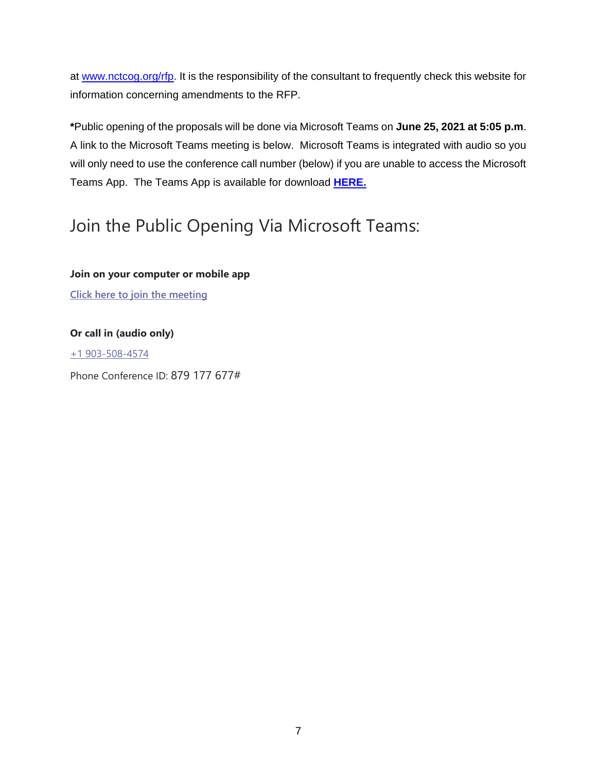at www.nctcog.org/rfp. It is the responsibility of the consultant to frequently check this website for information concerning amendments to the RFP.

***Public opening of the proposals will be done via Microsoft Teams on **June 25, 2021 at 5:05 p.m**. A link to the Microsoft Teams meeting is below. Microsoft Teams is integrated with audio so you will only need to use the conference call number (below) if you are unable to access the Microsoft Teams App. The Teams App is available for download **HERE.**

# Join the Public Opening Via Microsoft Teams:

**Join on your computer or mobile app**

Click here to join the meeting

**Or call in (audio only)**

+1 903-508-4574

Phone Conference ID: 879 177 677#